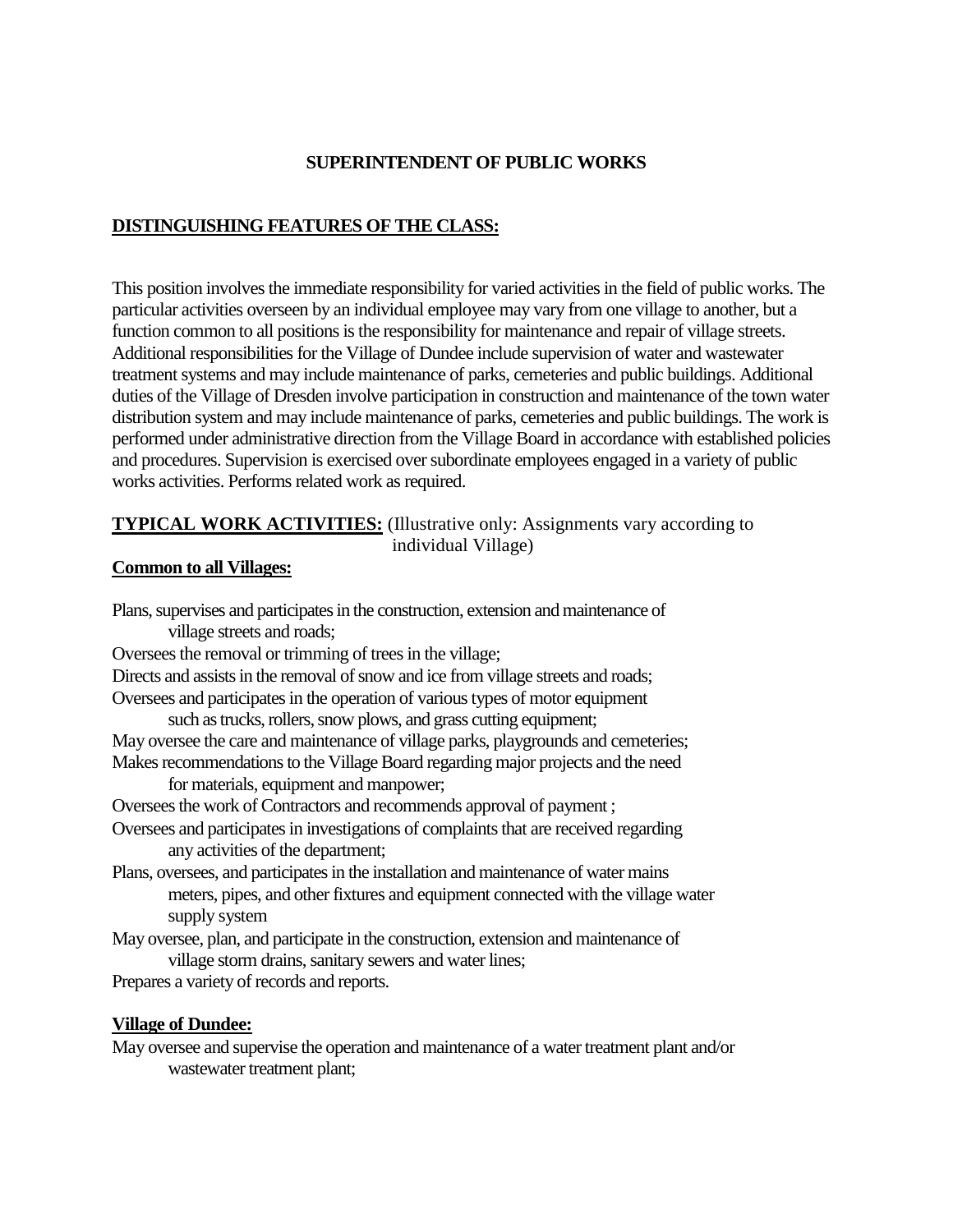# SUPERINTENDENT OF PUBLIC WORKS

## DISTINGUISHING FEATURES OF THE CLASS:

This position involves the immediate responsibility for varied activities in the field of public works. The particular activities overseen by an individual employee may vary from one village to another, but a function common to all positions is the responsibility for maintenance and repair of village streets. Additional responsibilities for the Village of Dundee include supervision of water and wastewater treatment systems and may include maintenance of parks, cemeteries and public buildings. Additional duties of the Village of Dresden involve participation in construction and maintenance of the town water distribution system and may include maintenance of parks, cemeteries and public buildings. The work is performed under administrative direction from the Village Board in accordance with established policies and procedures. Supervision is exercised over subordinate employees engaged in a variety of public works activities. Performs related work as required.

## TYPICAL WORK ACTIVITIES: (Illustrative only: Assignments vary according to individual Village)

### Common to all Villages:

Plans, supervises and participates in the construction, extension and maintenance of village streets and roads;

Oversees the removal or trimming of trees in the village;

Directs and assists in the removal of snow and ice from village streets and roads;

Oversees and participates in the operation of various types of motor equipment such as trucks, rollers, snow plows, and grass cutting equipment;

May oversee the care and maintenance of village parks, playgrounds and cemeteries;

Makes recommendations to the Village Board regarding major projects and the need for materials, equipment and manpower;

Oversees the work of Contractors and recommends approval of payment ;

Oversees and participates in investigations of complaints that are received regarding any activities of the department;

Plans, oversees, and participates in the installation and maintenance of water mains meters, pipes, and other fixtures and equipment connected with the village water supply system

May oversee, plan, and participate in the construction, extension and maintenance of village storm drains, sanitary sewers and water lines;

Prepares a variety of records and reports.

### Village of Dundee:

May oversee and supervise the operation and maintenance of a water treatment plant and/or wastewater treatment plant;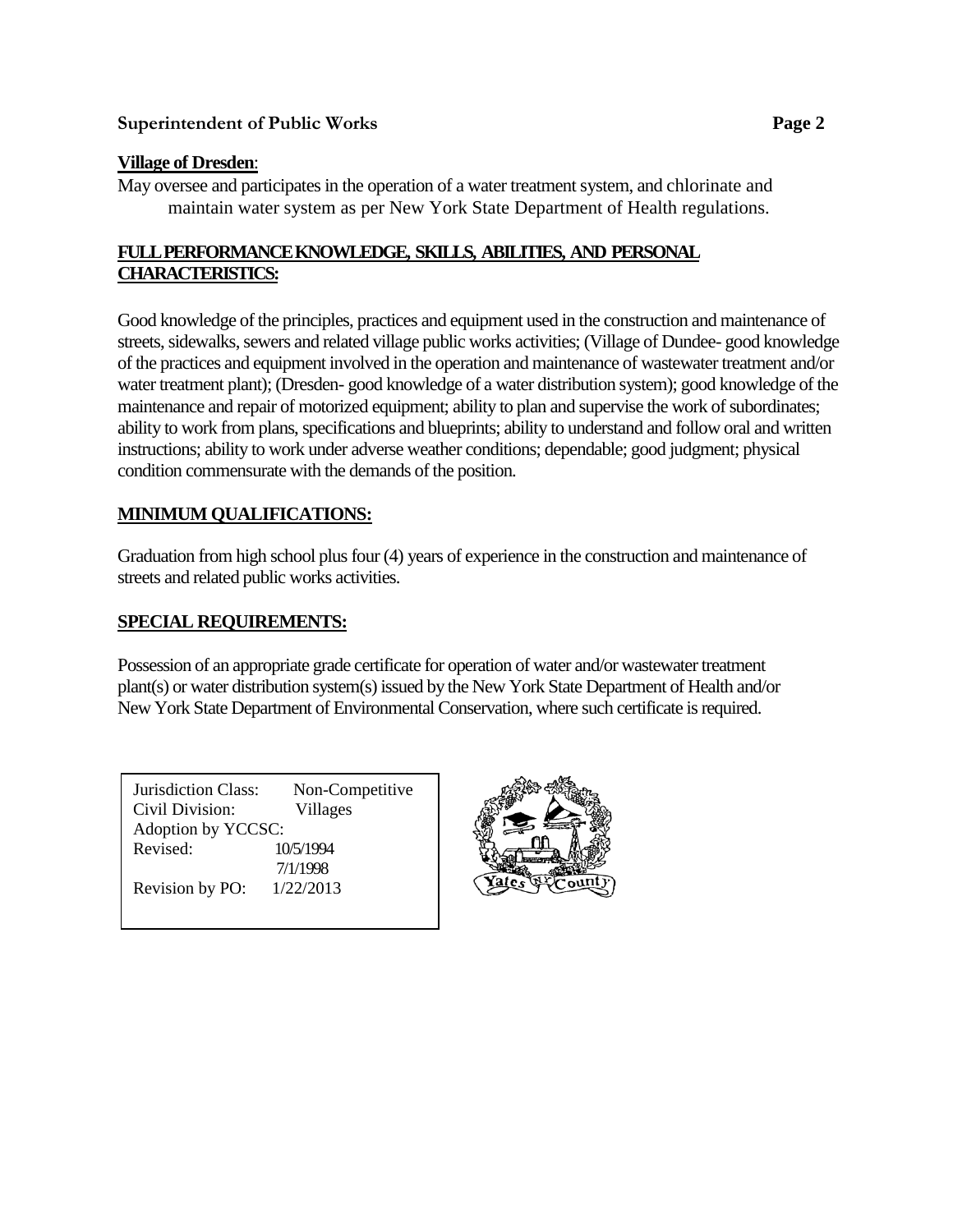**Village of Dresden**:

May oversee and participates in the operation of a water treatment system, and chlorinate and maintain water system as per New York State Department of Health regulations.

## FULL PERFORMANCE KNOWLEDGE, SKILLS, ABILITIES, AND PERSONAL CHARACTERISTICS:

Good knowledge of the principles, practices and equipment used in the construction and maintenance of streets, sidewalks, sewers and related village public works activities; (Village of Dundee- good knowledge of the practices and equipment involved in the operation and maintenance of wastewater treatment and/or water treatment plant); (Dresden- good knowledge of a water distribution system); good knowledge of the maintenance and repair of motorized equipment; ability to plan and supervise the work of subordinates; ability to work from plans, specifications and blueprints; ability to understand and follow oral and written instructions; ability to work under adverse weather conditions; dependable; good judgment; physical condition commensurate with the demands of the position.

## MINIMUM QUALIFICATIONS:

Graduation from high school plus four (4) years of experience in the construction and maintenance of streets and related public works activities.

## SPECIAL REQUIREMENTS:

Possession of an appropriate grade certificate for operation of water and/or wastewater treatment plant(s) or water distribution system(s) issued by the New York State Department of Health and/or New York State Department of Environmental Conservation, where such certificate is required.

| | |
|---|---|
| Jurisdiction Class: | Non-Competitive |
| Civil Division: | Villages |
| Adoption by YCCSC: | |
| Revised: | 10/5/1994 |
| | 7/1/1998 |
| Revision by PO: | 1/22/2013 |

Yates NY County